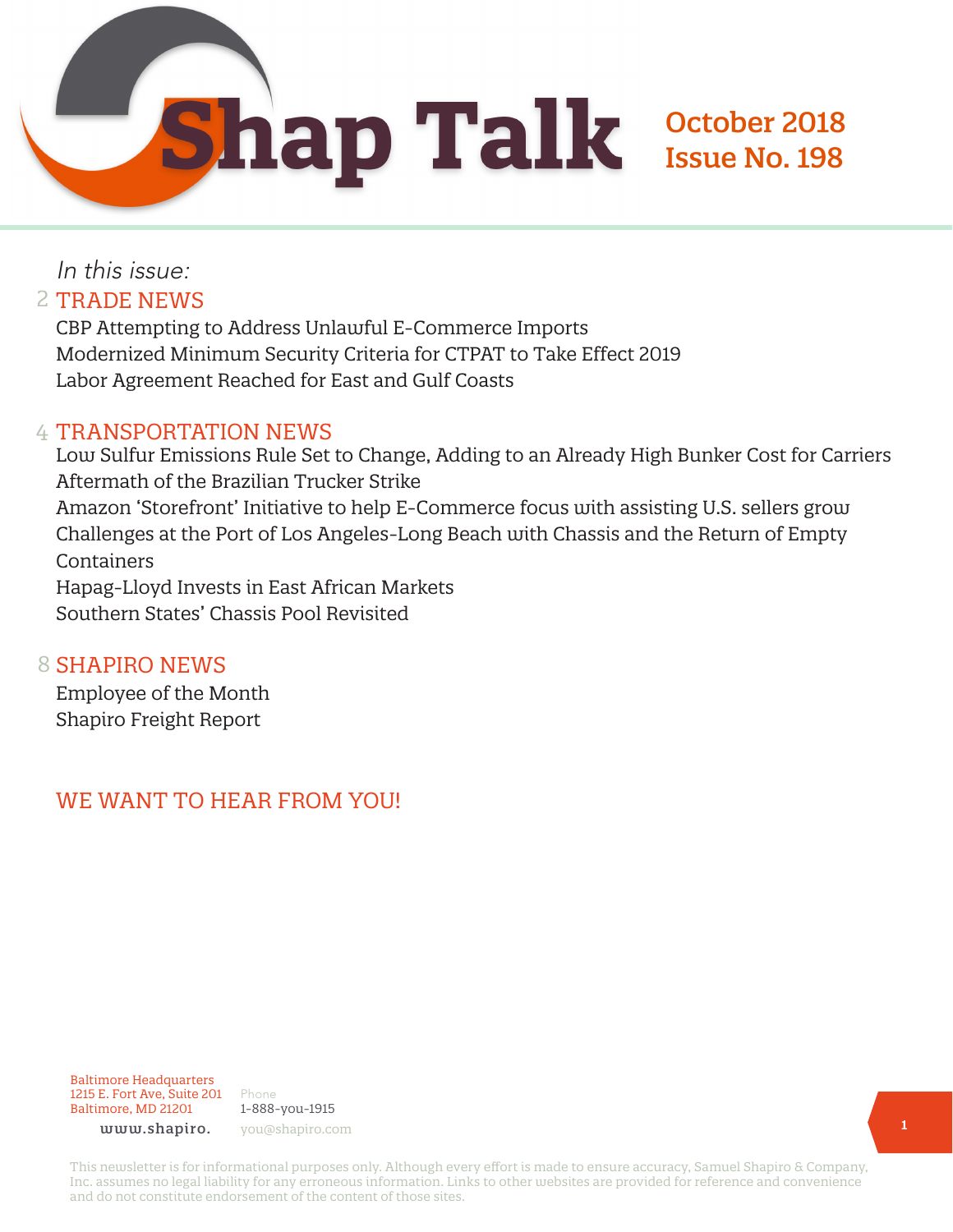# Shap Talk

**October 2018**
**Issue No. 198**

*In this issue:*

## 2 TRADE NEWS

CBP Attempting to Address Unlawful E-Commerce Imports
Modernized Minimum Security Criteria for CTPAT to Take Effect 2019
Labor Agreement Reached for East and Gulf Coasts

## 4 TRANSPORTATION NEWS

Low Sulfur Emissions Rule Set to Change, Adding to an Already High Bunker Cost for Carriers
Aftermath of the Brazilian Trucker Strike
Amazon 'Storefront' Initiative to help E-Commerce focus with assisting U.S. sellers grow
Challenges at the Port of Los Angeles-Long Beach with Chassis and the Return of Empty Containers
Hapag-Lloyd Invests in East African Markets
Southern States' Chassis Pool Revisited

## 8 SHAPIRO NEWS

Employee of the Month
Shapiro Freight Report

## WE WANT TO HEAR FROM YOU!

Baltimore Headquarters
1215 E. Fort Ave, Suite 201
Baltimore, MD 21201

Phone
1-888-you-1915

www.shapiro.
you@shapiro.com

This newsletter is for informational purposes only. Although every effort is made to ensure accuracy, Samuel Shapiro & Company, Inc. assumes no legal liability for any erroneous information. Links to other websites are provided for reference and convenience and do not constitute endorsement of the content of those sites.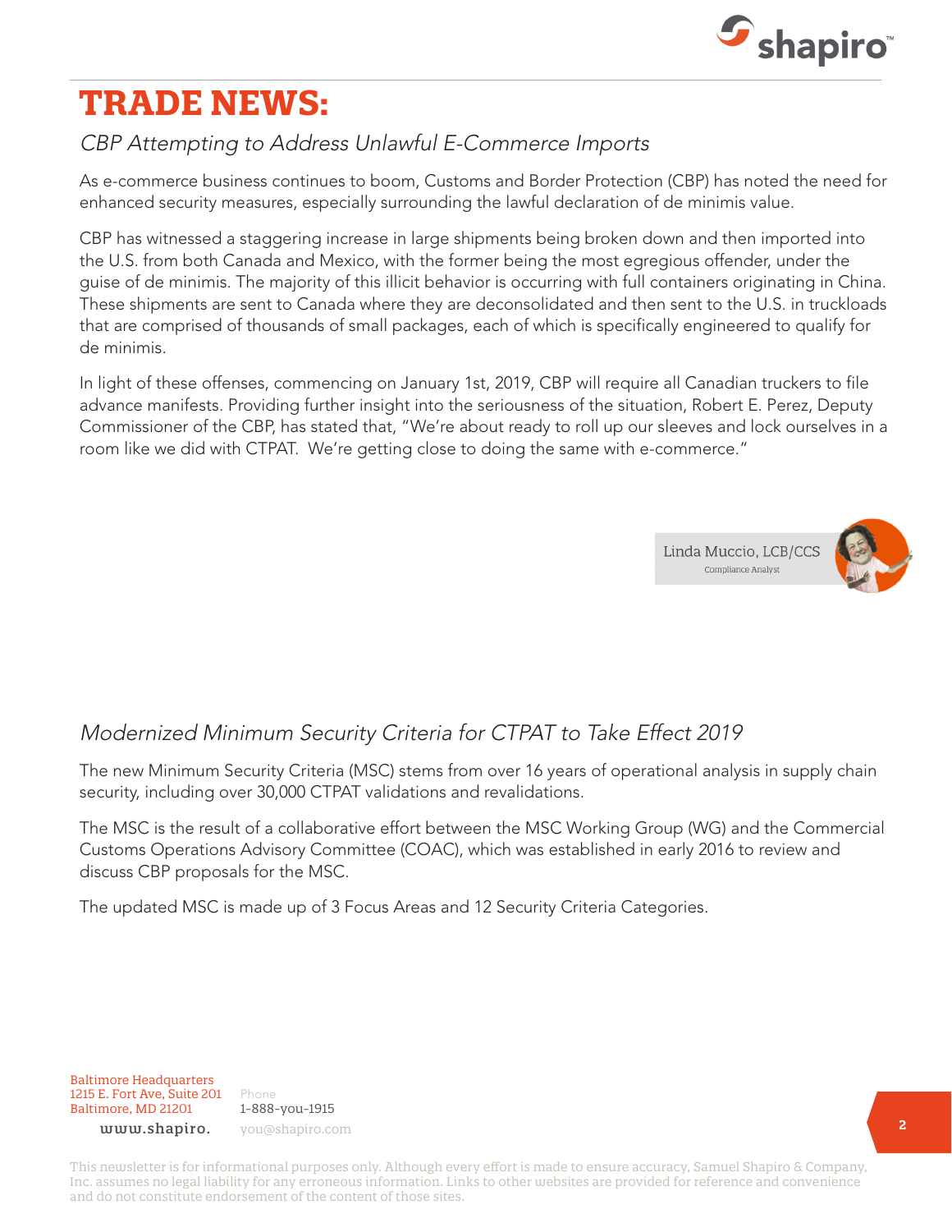# TRADE NEWS:

## *CBP Attempting to Address Unlawful E-Commerce Imports*

As e-commerce business continues to boom, Customs and Border Protection (CBP) has noted the need for enhanced security measures, especially surrounding the lawful declaration of de minimis value.

CBP has witnessed a staggering increase in large shipments being broken down and then imported into the U.S. from both Canada and Mexico, with the former being the most egregious offender, under the guise of de minimis. The majority of this illicit behavior is occurring with full containers originating in China. These shipments are sent to Canada where they are deconsolidated and then sent to the U.S. in truckloads that are comprised of thousands of small packages, each of which is specifically engineered to qualify for de minimis.

In light of these offenses, commencing on January 1st, 2019, CBP will require all Canadian truckers to file advance manifests. Providing further insight into the seriousness of the situation, Robert E. Perez, Deputy Commissioner of the CBP, has stated that, "We're about ready to roll up our sleeves and lock ourselves in a room like we did with CTPAT.  We're getting close to doing the same with e-commerce."

Linda Muccio, LCB/CCS
Compliance Analyst

## *Modernized Minimum Security Criteria for CTPAT to Take Effect 2019*

The new Minimum Security Criteria (MSC) stems from over 16 years of operational analysis in supply chain security, including over 30,000 CTPAT validations and revalidations.

The MSC is the result of a collaborative effort between the MSC Working Group (WG) and the Commercial Customs Operations Advisory Committee (COAC), which was established in early 2016 to review and discuss CBP proposals for the MSC.

The updated MSC is made up of 3 Focus Areas and 12 Security Criteria Categories.

Baltimore Headquarters
1215 E. Fort Ave, Suite 201
Baltimore, MD 21201

Phone
1-888-you-1915

www.shapiro.
you@shapiro.com

This newsletter is for informational purposes only. Although every effort is made to ensure accuracy, Samuel Shapiro & Company, Inc. assumes no legal liability for any erroneous information. Links to other websites are provided for reference and convenience and do not constitute endorsement of the content of those sites.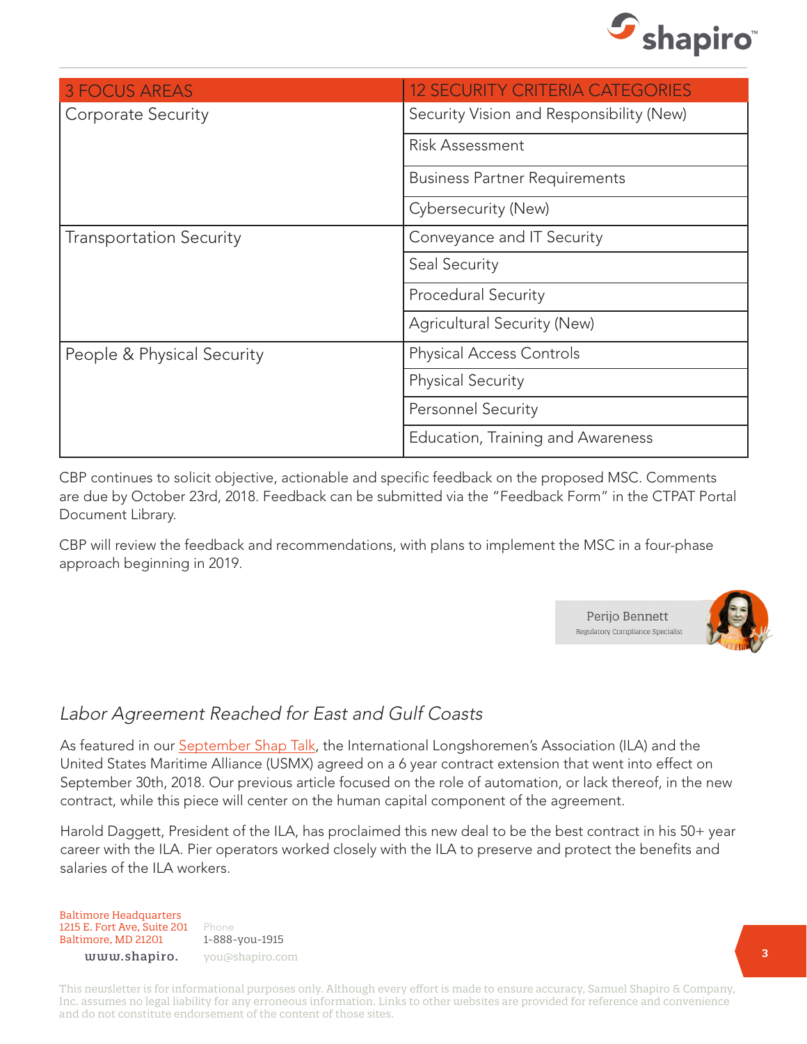| 3 FOCUS AREAS | 12 SECURITY CRITERIA CATEGORIES |
|---|---|
| Corporate Security | Security Vision and Responsibility (New) |
| | Risk Assessment |
| | Business Partner Requirements |
| | Cybersecurity (New) |
| Transportation Security | Conveyance and IT Security |
| | Seal Security |
| | Procedural Security |
| | Agricultural Security (New) |
| People & Physical Security | Physical Access Controls |
| | Physical Security |
| | Personnel Security |
| | Education, Training and Awareness |

CBP continues to solicit objective, actionable and specific feedback on the proposed MSC. Comments are due by October 23rd, 2018. Feedback can be submitted via the "Feedback Form" in the CTPAT Portal Document Library.

CBP will review the feedback and recommendations, with plans to implement the MSC in a four-phase approach beginning in 2019.

Perijo Bennett
Regulatory Compliance Specialist

## *Labor Agreement Reached for East and Gulf Coasts*

As featured in our September Shap Talk, the International Longshoremen's Association (ILA) and the United States Maritime Alliance (USMX) agreed on a 6 year contract extension that went into effect on September 30th, 2018. Our previous article focused on the role of automation, or lack thereof, in the new contract, while this piece will center on the human capital component of the agreement.

Harold Daggett, President of the ILA, has proclaimed this new deal to be the best contract in his 50+ year career with the ILA. Pier operators worked closely with the ILA to preserve and protect the benefits and salaries of the ILA workers.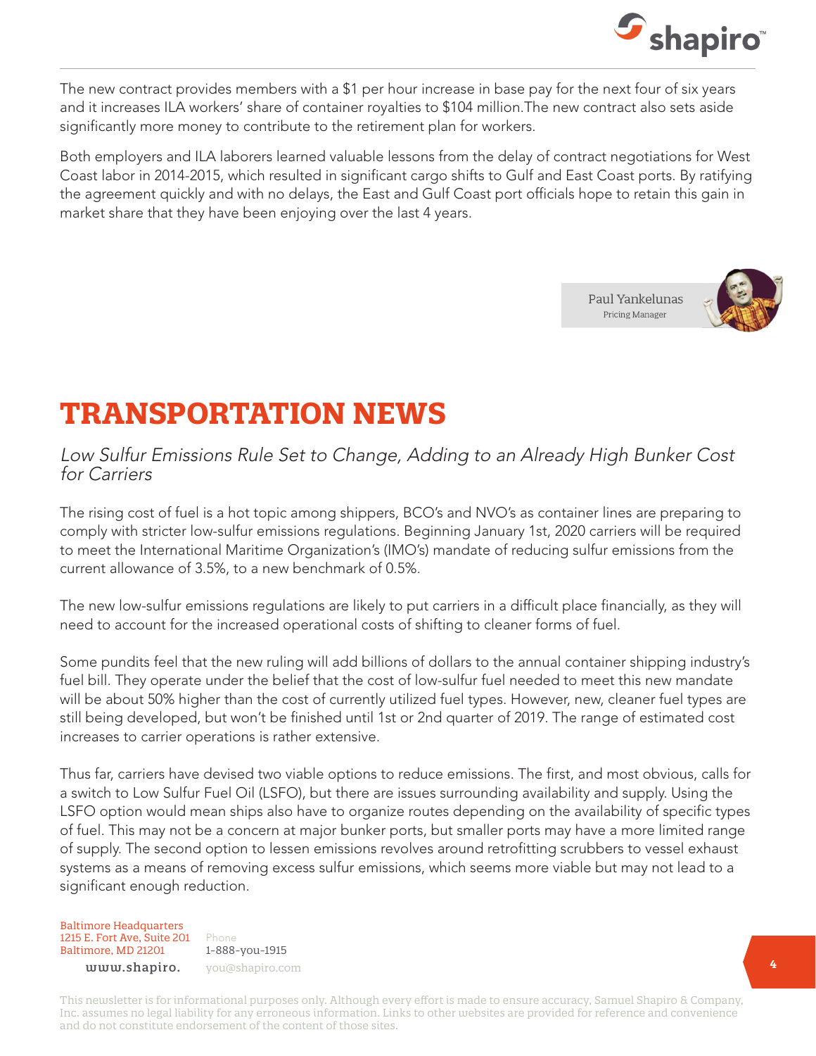The new contract provides members with a $1 per hour increase in base pay for the next four of six years and it increases ILA workers' share of container royalties to $104 million.The new contract also sets aside significantly more money to contribute to the retirement plan for workers.

Both employers and ILA laborers learned valuable lessons from the delay of contract negotiations for West Coast labor in 2014-2015, which resulted in significant cargo shifts to Gulf and East Coast ports. By ratifying the agreement quickly and with no delays, the East and Gulf Coast port officials hope to retain this gain in market share that they have been enjoying over the last 4 years.

Paul Yankelunas
Pricing Manager

# TRANSPORTATION NEWS

*Low Sulfur Emissions Rule Set to Change, Adding to an Already High Bunker Cost for Carriers*

The rising cost of fuel is a hot topic among shippers, BCO's and NVO's as container lines are preparing to comply with stricter low-sulfur emissions regulations. Beginning January 1st, 2020 carriers will be required to meet the International Maritime Organization's (IMO's) mandate of reducing sulfur emissions from the current allowance of 3.5%, to a new benchmark of 0.5%.

The new low-sulfur emissions regulations are likely to put carriers in a difficult place financially, as they will need to account for the increased operational costs of shifting to cleaner forms of fuel.

Some pundits feel that the new ruling will add billions of dollars to the annual container shipping industry's fuel bill. They operate under the belief that the cost of low-sulfur fuel needed to meet this new mandate will be about 50% higher than the cost of currently utilized fuel types. However, new, cleaner fuel types are still being developed, but won't be finished until 1st or 2nd quarter of 2019. The range of estimated cost increases to carrier operations is rather extensive.

Thus far, carriers have devised two viable options to reduce emissions. The first, and most obvious, calls for a switch to Low Sulfur Fuel Oil (LSFO), but there are issues surrounding availability and supply. Using the LSFO option would mean ships also have to organize routes depending on the availability of specific types of fuel. This may not be a concern at major bunker ports, but smaller ports may have a more limited range of supply. The second option to lessen emissions revolves around retrofitting scrubbers to vessel exhaust systems as a means of removing excess sulfur emissions, which seems more viable but may not lead to a significant enough reduction.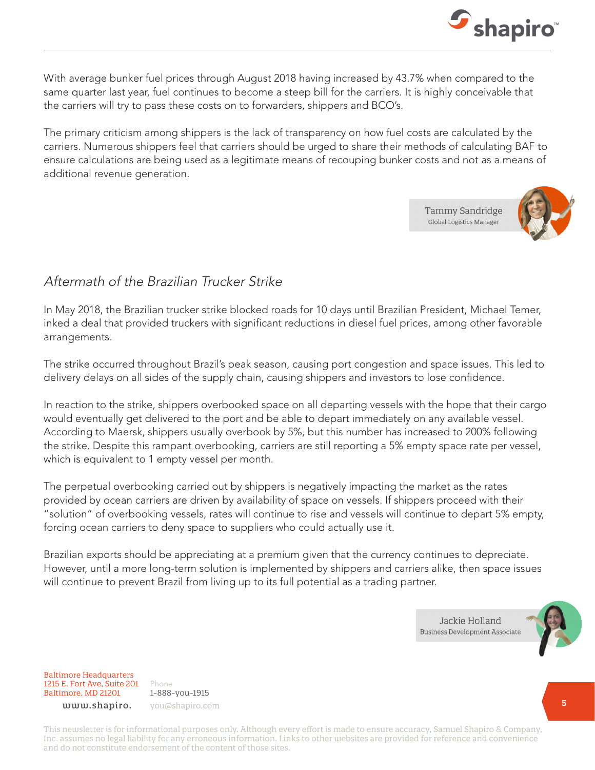With average bunker fuel prices through August 2018 having increased by 43.7% when compared to the same quarter last year, fuel continues to become a steep bill for the carriers. It is highly conceivable that the carriers will try to pass these costs on to forwarders, shippers and BCO's.

The primary criticism among shippers is the lack of transparency on how fuel costs are calculated by the carriers. Numerous shippers feel that carriers should be urged to share their methods of calculating BAF to ensure calculations are being used as a legitimate means of recouping bunker costs and not as a means of additional revenue generation.

Tammy Sandridge
Global Logistics Manager

## *Aftermath of the Brazilian Trucker Strike*

In May 2018, the Brazilian trucker strike blocked roads for 10 days until Brazilian President, Michael Temer, inked a deal that provided truckers with significant reductions in diesel fuel prices, among other favorable arrangements.

The strike occurred throughout Brazil's peak season, causing port congestion and space issues. This led to delivery delays on all sides of the supply chain, causing shippers and investors to lose confidence.

In reaction to the strike, shippers overbooked space on all departing vessels with the hope that their cargo would eventually get delivered to the port and be able to depart immediately on any available vessel. According to Maersk, shippers usually overbook by 5%, but this number has increased to 200% following the strike. Despite this rampant overbooking, carriers are still reporting a 5% empty space rate per vessel, which is equivalent to 1 empty vessel per month.

The perpetual overbooking carried out by shippers is negatively impacting the market as the rates provided by ocean carriers are driven by availability of space on vessels. If shippers proceed with their "solution" of overbooking vessels, rates will continue to rise and vessels will continue to depart 5% empty, forcing ocean carriers to deny space to suppliers who could actually use it.

Brazilian exports should be appreciating at a premium given that the currency continues to depreciate. However, until a more long-term solution is implemented by shippers and carriers alike, then space issues will continue to prevent Brazil from living up to its full potential as a trading partner.

Jackie Holland
Business Development Associate

Baltimore Headquarters
1215 E. Fort Ave, Suite 201
Baltimore, MD 21201

Phone
1-888-you-1915

www.shapiro.

you@shapiro.com

This newsletter is for informational purposes only. Although every effort is made to ensure accuracy, Samuel Shapiro & Company, Inc. assumes no legal liability for any erroneous information. Links to other websites are provided for reference and convenience and do not constitute endorsement of the content of those sites.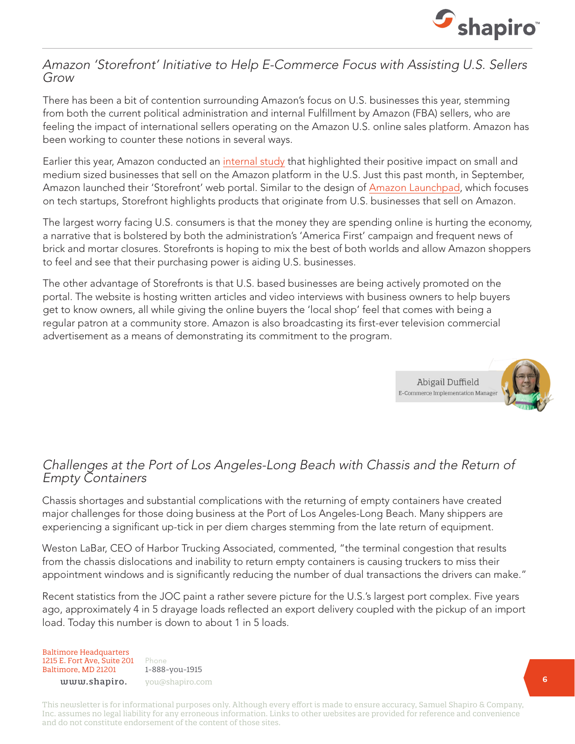## *Amazon 'Storefront' Initiative to Help E-Commerce Focus with Assisting U.S. Sellers Grow*

There has been a bit of contention surrounding Amazon's focus on U.S. businesses this year, stemming from both the current political administration and internal Fulfillment by Amazon (FBA) sellers, who are feeling the impact of international sellers operating on the Amazon U.S. online sales platform. Amazon has been working to counter these notions in several ways.

Earlier this year, Amazon conducted an internal study that highlighted their positive impact on small and medium sized businesses that sell on the Amazon platform in the U.S. Just this past month, in September, Amazon launched their 'Storefront' web portal. Similar to the design of Amazon Launchpad, which focuses on tech startups, Storefront highlights products that originate from U.S. businesses that sell on Amazon.

The largest worry facing U.S. consumers is that the money they are spending online is hurting the economy, a narrative that is bolstered by both the administration's 'America First' campaign and frequent news of brick and mortar closures. Storefronts is hoping to mix the best of both worlds and allow Amazon shoppers to feel and see that their purchasing power is aiding U.S. businesses.

The other advantage of Storefronts is that U.S. based businesses are being actively promoted on the portal. The website is hosting written articles and video interviews with business owners to help buyers get to know owners, all while giving the online buyers the 'local shop' feel that comes with being a regular patron at a community store. Amazon is also broadcasting its first-ever television commercial advertisement as a means of demonstrating its commitment to the program.

Abigail Duffield
E-Commerce Implementation Manager

## *Challenges at the Port of Los Angeles-Long Beach with Chassis and the Return of Empty Containers*

Chassis shortages and substantial complications with the returning of empty containers have created major challenges for those doing business at the Port of Los Angeles-Long Beach. Many shippers are experiencing a significant up-tick in per diem charges stemming from the late return of equipment.

Weston LaBar, CEO of Harbor Trucking Associated, commented, "the terminal congestion that results from the chassis dislocations and inability to return empty containers is causing truckers to miss their appointment windows and is significantly reducing the number of dual transactions the drivers can make."

Recent statistics from the JOC paint a rather severe picture for the U.S.'s largest port complex. Five years ago, approximately 4 in 5 drayage loads reflected an export delivery coupled with the pickup of an import load. Today this number is down to about 1 in 5 loads.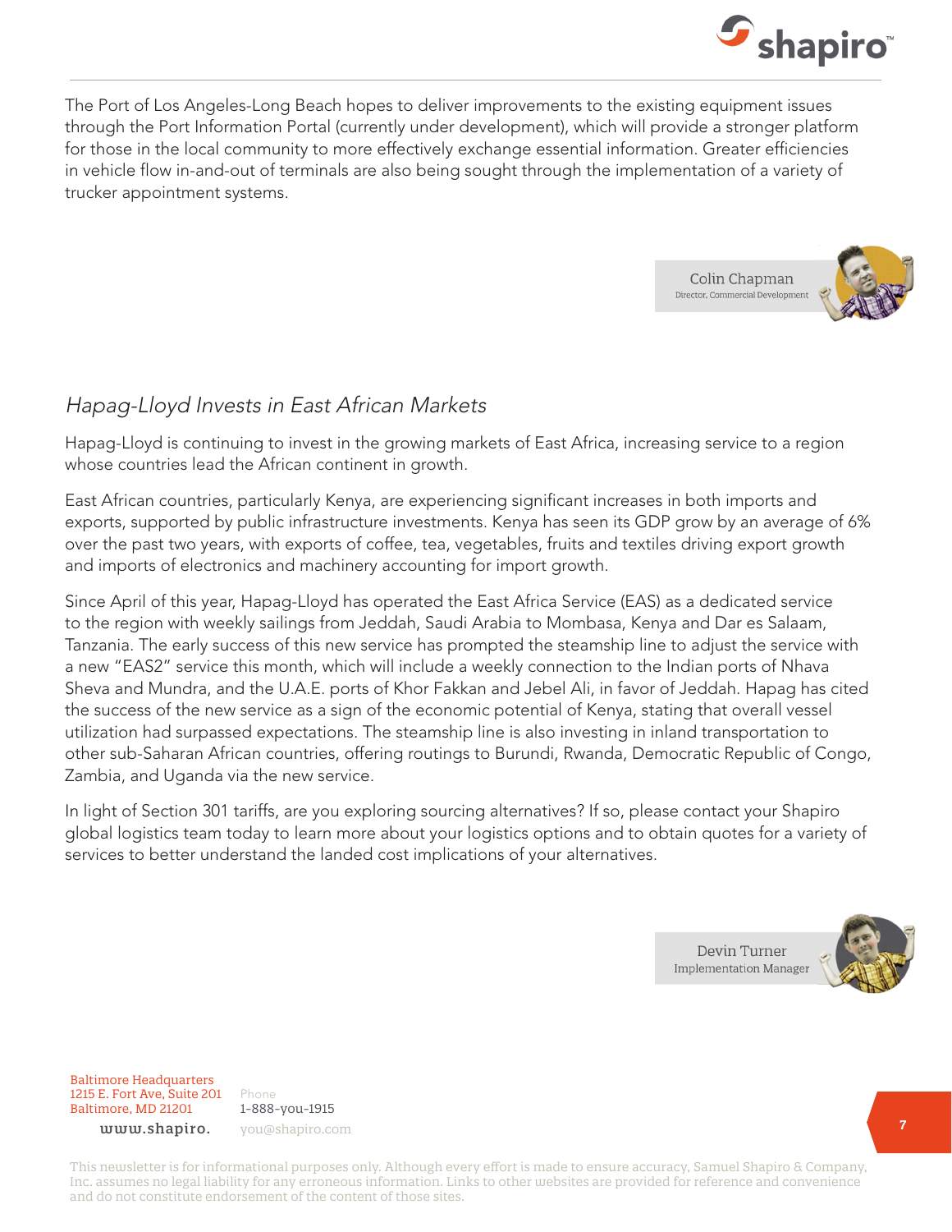The Port of Los Angeles-Long Beach hopes to deliver improvements to the existing equipment issues through the Port Information Portal (currently under development), which will provide a stronger platform for those in the local community to more effectively exchange essential information. Greater efficiencies in vehicle flow in-and-out of terminals are also being sought through the implementation of a variety of trucker appointment systems.

Colin Chapman
Director, Commercial Development

## *Hapag-Lloyd Invests in East African Markets*

Hapag-Lloyd is continuing to invest in the growing markets of East Africa, increasing service to a region whose countries lead the African continent in growth.

East African countries, particularly Kenya, are experiencing significant increases in both imports and exports, supported by public infrastructure investments. Kenya has seen its GDP grow by an average of 6% over the past two years, with exports of coffee, tea, vegetables, fruits and textiles driving export growth and imports of electronics and machinery accounting for import growth.

Since April of this year, Hapag-Lloyd has operated the East Africa Service (EAS) as a dedicated service to the region with weekly sailings from Jeddah, Saudi Arabia to Mombasa, Kenya and Dar es Salaam, Tanzania. The early success of this new service has prompted the steamship line to adjust the service with a new "EAS2" service this month, which will include a weekly connection to the Indian ports of Nhava Sheva and Mundra, and the U.A.E. ports of Khor Fakkan and Jebel Ali, in favor of Jeddah. Hapag has cited the success of the new service as a sign of the economic potential of Kenya, stating that overall vessel utilization had surpassed expectations. The steamship line is also investing in inland transportation to other sub-Saharan African countries, offering routings to Burundi, Rwanda, Democratic Republic of Congo, Zambia, and Uganda via the new service.

In light of Section 301 tariffs, are you exploring sourcing alternatives? If so, please contact your Shapiro global logistics team today to learn more about your logistics options and to obtain quotes for a variety of services to better understand the landed cost implications of your alternatives.

Devin Turner
Implementation Manager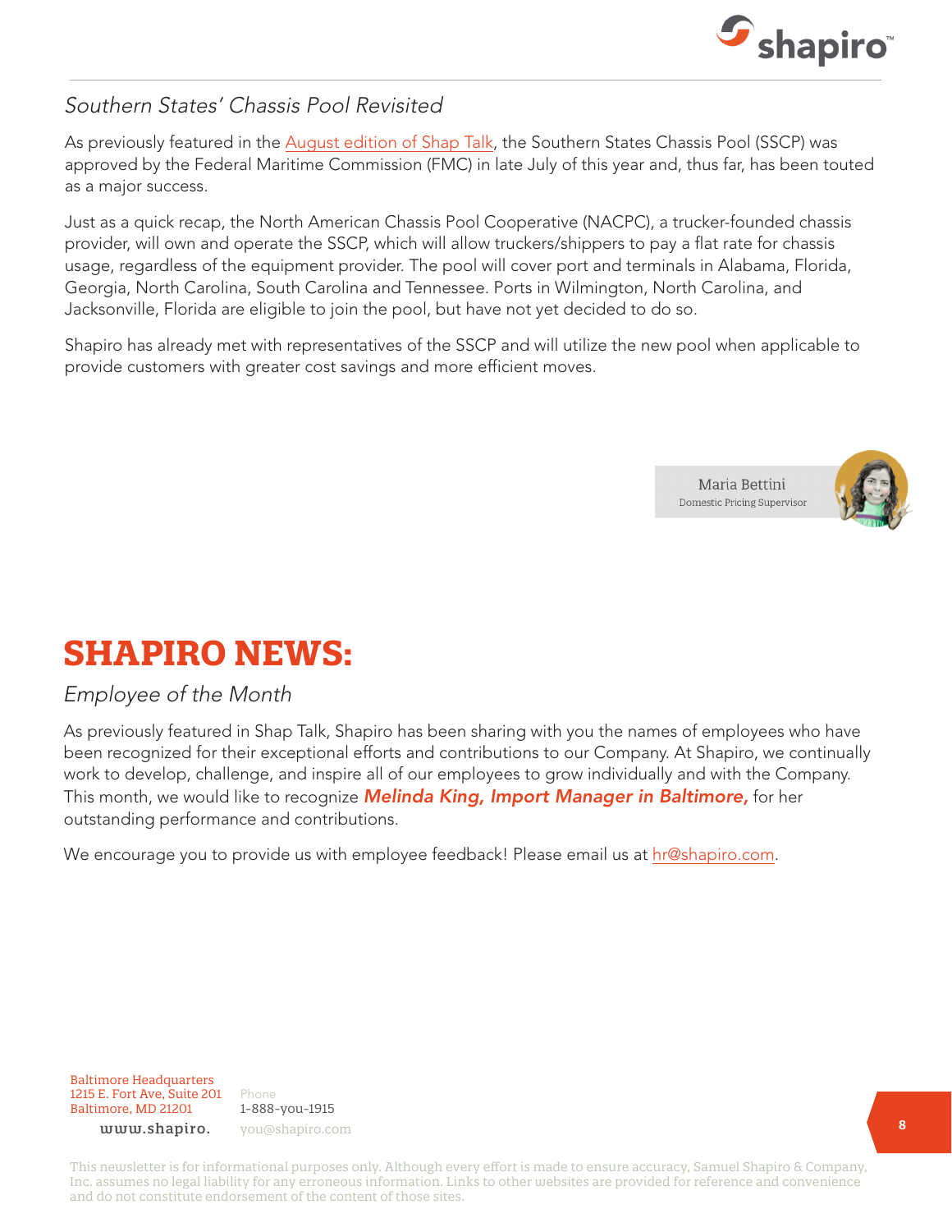### *Southern States' Chassis Pool Revisited*

As previously featured in the August edition of Shap Talk, the Southern States Chassis Pool (SSCP) was approved by the Federal Maritime Commission (FMC) in late July of this year and, thus far, has been touted as a major success.

Just as a quick recap, the North American Chassis Pool Cooperative (NACPC), a trucker-founded chassis provider, will own and operate the SSCP, which will allow truckers/shippers to pay a flat rate for chassis usage, regardless of the equipment provider. The pool will cover port and terminals in Alabama, Florida, Georgia, North Carolina, South Carolina and Tennessee. Ports in Wilmington, North Carolina, and Jacksonville, Florida are eligible to join the pool, but have not yet decided to do so.

Shapiro has already met with representatives of the SSCP and will utilize the new pool when applicable to provide customers with greater cost savings and more efficient moves.

Maria Bettini
Domestic Pricing Supervisor

# SHAPIRO NEWS:

### *Employee of the Month*

As previously featured in Shap Talk, Shapiro has been sharing with you the names of employees who have been recognized for their exceptional efforts and contributions to our Company. At Shapiro, we continually work to develop, challenge, and inspire all of our employees to grow individually and with the Company. This month, we would like to recognize ***Melinda King, Import Manager in Baltimore,*** for her outstanding performance and contributions.

We encourage you to provide us with employee feedback! Please email us at hr@shapiro.com.

Baltimore Headquarters
1215 E. Fort Ave, Suite 201
Baltimore, MD 21201

Phone
1-888-you-1915

www.shapiro.
you@shapiro.com

This newsletter is for informational purposes only. Although every effort is made to ensure accuracy, Samuel Shapiro & Company, Inc. assumes no legal liability for any erroneous information. Links to other websites are provided for reference and convenience and do not constitute endorsement of the content of those sites.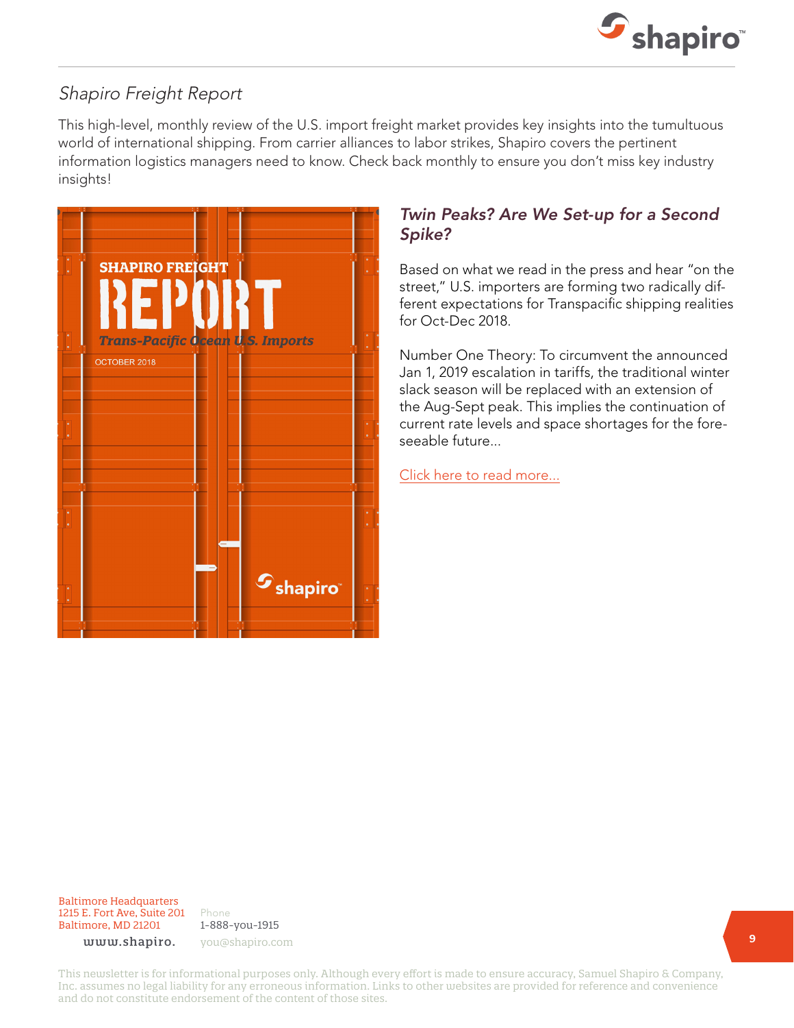*Shapiro Freight Report*

This high-level, monthly review of the U.S. import freight market provides key insights into the tumultuous world of international shipping. From carrier alliances to labor strikes, Shapiro covers the pertinent information logistics managers need to know. Check back monthly to ensure you don't miss key industry insights!

SHAPIRO FREIGHT

REPORT

*Trans-Pacific Ocean U.S. Imports*

OCTOBER 2018

shapiro

### *Twin Peaks? Are We Set-up for a Second Spike?*

Based on what we read in the press and hear "on the street," U.S. importers are forming two radically different expectations for Transpacific shipping realities for Oct-Dec 2018.

Number One Theory: To circumvent the announced Jan 1, 2019 escalation in tariffs, the traditional winter slack season will be replaced with an extension of the Aug-Sept peak. This implies the continuation of current rate levels and space shortages for the foreseeable future...

Click here to read more...

Baltimore Headquarters
1215 E. Fort Ave, Suite 201
Baltimore, MD 21201

www.shapiro.

Phone
1-888-you-1915

you@shapiro.com

This newsletter is for informational purposes only. Although every effort is made to ensure accuracy, Samuel Shapiro & Company, Inc. assumes no legal liability for any erroneous information. Links to other websites are provided for reference and convenience and do not constitute endorsement of the content of those sites.